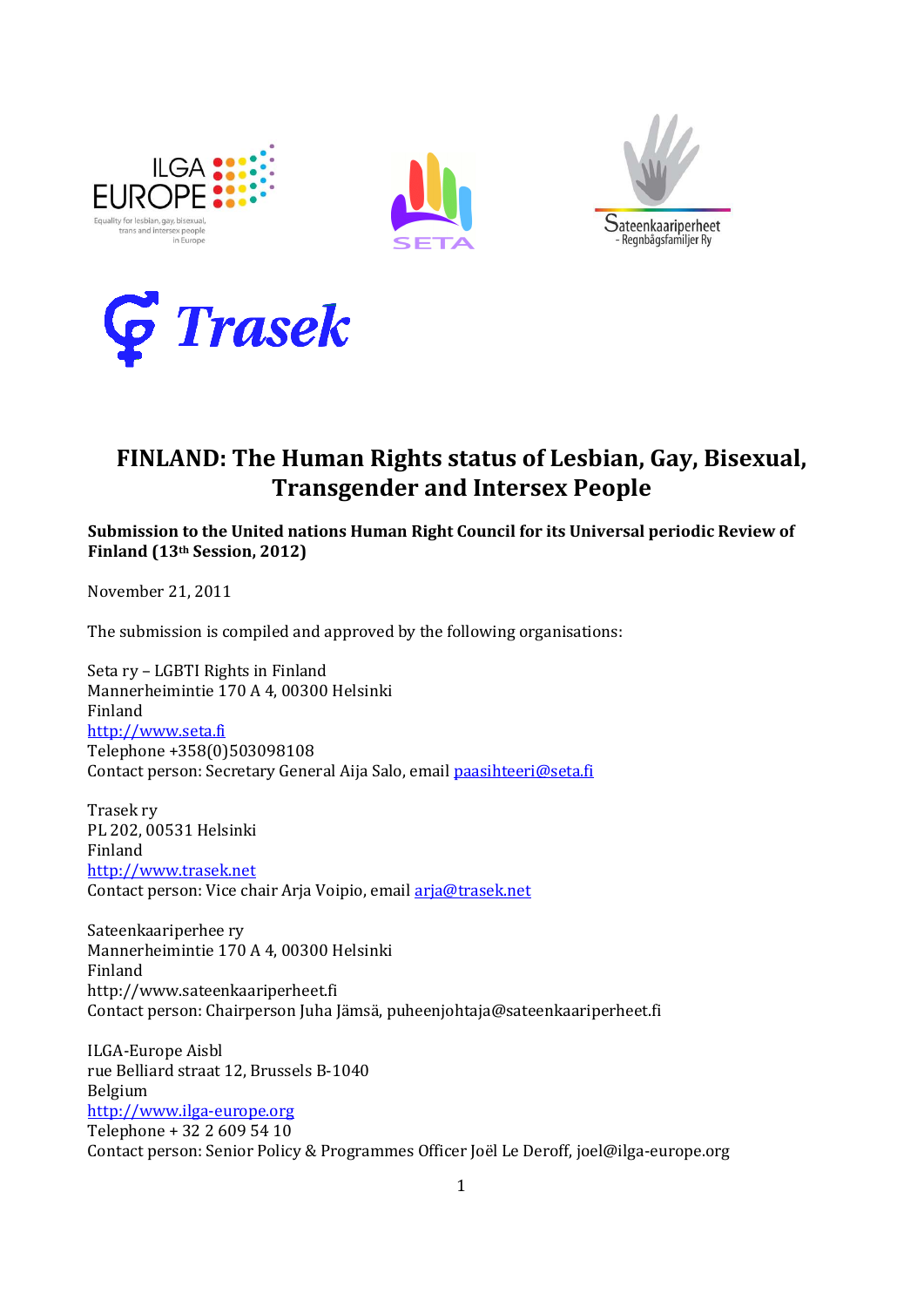# FINLAND: The Human Rights status of Lesbian, Gay, Bisexual, Transgender and Intersex People

**Submission to the United nations Human Right Council for its Universal periodic Review of Finland (13th Session, 2012)**

November 21, 2011

The submission is compiled and approved by the following organisations:

Seta ry – LGBTI Rights in Finland
Mannerheimintie 170 A 4, 00300 Helsinki
Finland
http://www.seta.fi
Telephone +358(0)503098108
Contact person: Secretary General Aija Salo, email paasihteeri@seta.fi

Trasek ry
PL 202, 00531 Helsinki
Finland
http://www.trasek.net
Contact person: Vice chair Arja Voipio, email arja@trasek.net

Sateenkaariperhee ry
Mannerheimintie 170 A 4, 00300 Helsinki
Finland
http://www.sateenkaariperheet.fi
Contact person: Chairperson Juha Jämsä, puheenjohtaja@sateenkaariperheet.fi

ILGA-Europe Aisbl
rue Belliard straat 12, Brussels B-1040
Belgium
http://www.ilga-europe.org
Telephone + 32 2 609 54 10
Contact person: Senior Policy & Programmes Officer Joël Le Deroff, joel@ilga-europe.org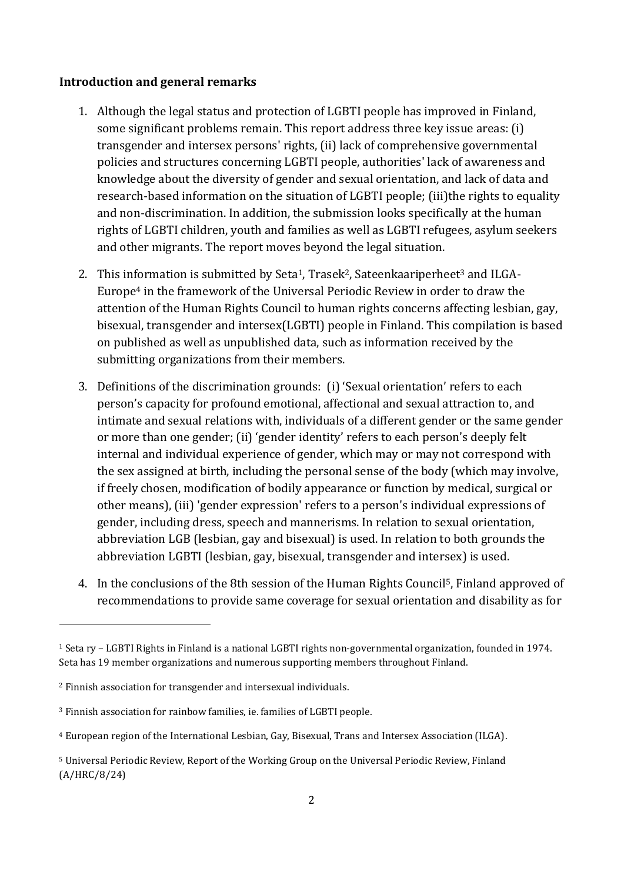**Introduction and general remarks**

1. Although the legal status and protection of LGBTI people has improved in Finland, some significant problems remain. This report address three key issue areas: (i) transgender and intersex persons' rights, (ii) lack of comprehensive governmental policies and structures concerning LGBTI people, authorities' lack of awareness and knowledge about the diversity of gender and sexual orientation, and lack of data and research-based information on the situation of LGBTI people; (iii)the rights to equality and non-discrimination. In addition, the submission looks specifically at the human rights of LGBTI children, youth and families as well as LGBTI refugees, asylum seekers and other migrants. The report moves beyond the legal situation.

2. This information is submitted by Seta[1], Trasek[2], Sateenkaariperheet[3] and ILGA-Europe[4] in the framework of the Universal Periodic Review in order to draw the attention of the Human Rights Council to human rights concerns affecting lesbian, gay, bisexual, transgender and intersex(LGBTI) people in Finland. This compilation is based on published as well as unpublished data, such as information received by the submitting organizations from their members.

3. Definitions of the discrimination grounds: (i) 'Sexual orientation' refers to each person's capacity for profound emotional, affectional and sexual attraction to, and intimate and sexual relations with, individuals of a different gender or the same gender or more than one gender; (ii) 'gender identity' refers to each person's deeply felt internal and individual experience of gender, which may or may not correspond with the sex assigned at birth, including the personal sense of the body (which may involve, if freely chosen, modification of bodily appearance or function by medical, surgical or other means), (iii) 'gender expression' refers to a person's individual expressions of gender, including dress, speech and mannerisms. In relation to sexual orientation, abbreviation LGB (lesbian, gay and bisexual) is used. In relation to both grounds the abbreviation LGBTI (lesbian, gay, bisexual, transgender and intersex) is used.

4. In the conclusions of the 8th session of the Human Rights Council[5], Finland approved of recommendations to provide same coverage for sexual orientation and disability as for

---

[1] Seta ry – LGBTI Rights in Finland is a national LGBTI rights non-governmental organization, founded in 1974. Seta has 19 member organizations and numerous supporting members throughout Finland.

[2] Finnish association for transgender and intersexual individuals.

[3] Finnish association for rainbow families, ie. families of LGBTI people.

[4] European region of the International Lesbian, Gay, Bisexual, Trans and Intersex Association (ILGA).

[5] Universal Periodic Review, Report of the Working Group on the Universal Periodic Review, Finland (A/HRC/8/24)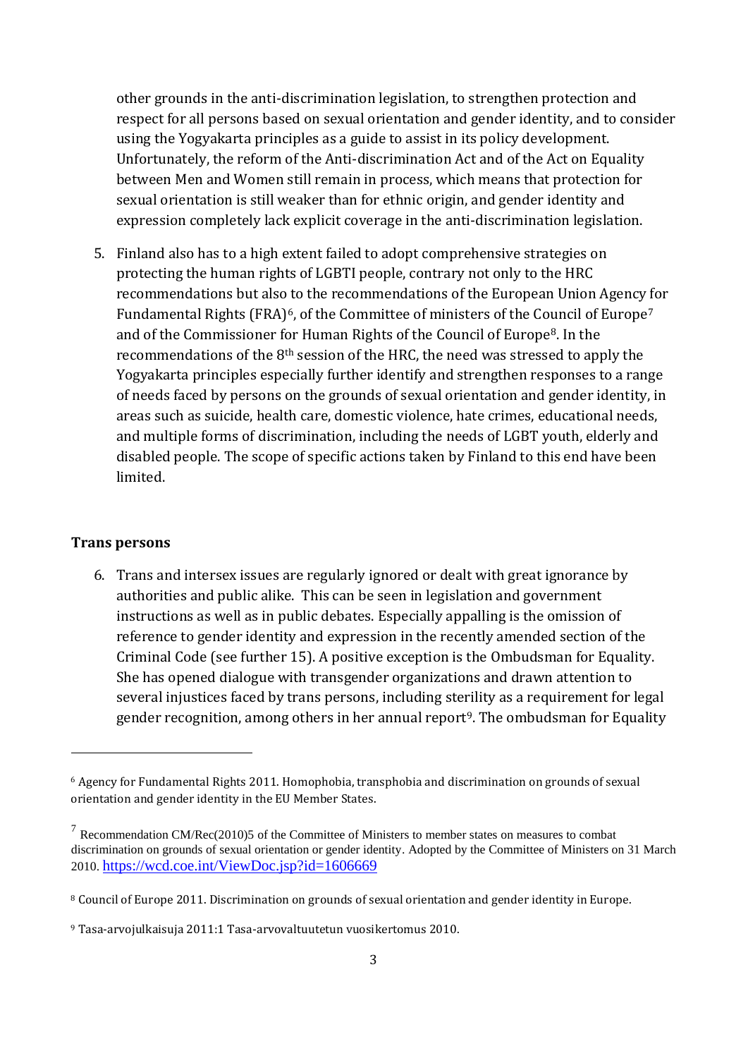other grounds in the anti-discrimination legislation, to strengthen protection and respect for all persons based on sexual orientation and gender identity, and to consider using the Yogyakarta principles as a guide to assist in its policy development. Unfortunately, the reform of the Anti-discrimination Act and of the Act on Equality between Men and Women still remain in process, which means that protection for sexual orientation is still weaker than for ethnic origin, and gender identity and expression completely lack explicit coverage in the anti-discrimination legislation.

5. Finland also has to a high extent failed to adopt comprehensive strategies on protecting the human rights of LGBTI people, contrary not only to the HRC recommendations but also to the recommendations of the European Union Agency for Fundamental Rights (FRA)[6], of the Committee of ministers of the Council of Europe[7] and of the Commissioner for Human Rights of the Council of Europe[8]. In the recommendations of the 8th session of the HRC, the need was stressed to apply the Yogyakarta principles especially further identify and strengthen responses to a range of needs faced by persons on the grounds of sexual orientation and gender identity, in areas such as suicide, health care, domestic violence, hate crimes, educational needs, and multiple forms of discrimination, including the needs of LGBT youth, elderly and disabled people. The scope of specific actions taken by Finland to this end have been limited.

**Trans persons**

6. Trans and intersex issues are regularly ignored or dealt with great ignorance by authorities and public alike. This can be seen in legislation and government instructions as well as in public debates. Especially appalling is the omission of reference to gender identity and expression in the recently amended section of the Criminal Code (see further 15). A positive exception is the Ombudsman for Equality. She has opened dialogue with transgender organizations and drawn attention to several injustices faced by trans persons, including sterility as a requirement for legal gender recognition, among others in her annual report[9]. The ombudsman for Equality

---

[6] Agency for Fundamental Rights 2011. Homophobia, transphobia and discrimination on grounds of sexual orientation and gender identity in the EU Member States.

[7] Recommendation CM/Rec(2010)5 of the Committee of Ministers to member states on measures to combat discrimination on grounds of sexual orientation or gender identity. Adopted by the Committee of Ministers on 31 March 2010. https://wcd.coe.int/ViewDoc.jsp?id=1606669

[8] Council of Europe 2011. Discrimination on grounds of sexual orientation and gender identity in Europe.

[9] Tasa-arvojulkaisuja 2011:1 Tasa-arvovaltuutetun vuosikertomus 2010.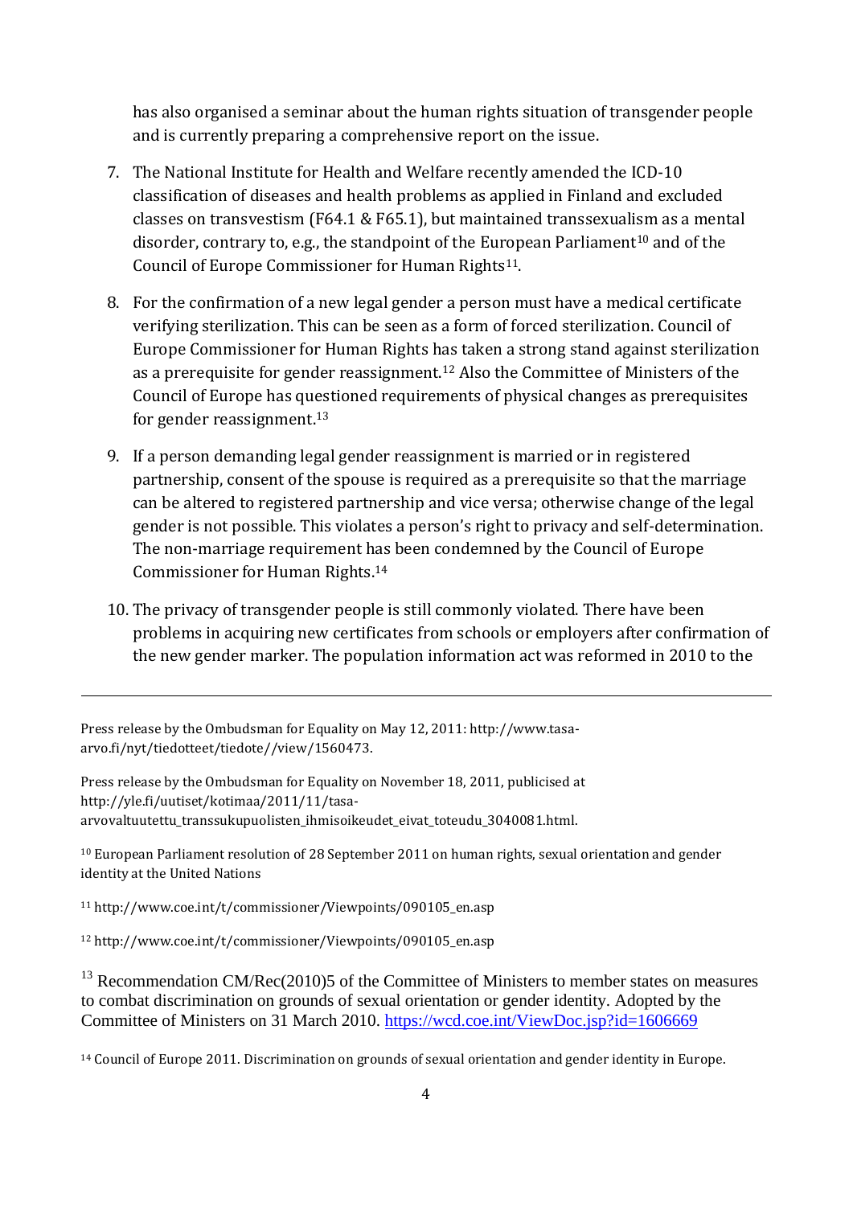has also organised a seminar about the human rights situation of transgender people and is currently preparing a comprehensive report on the issue.

7. The National Institute for Health and Welfare recently amended the ICD-10 classification of diseases and health problems as applied in Finland and excluded classes on transvestism (F64.1 & F65.1), but maintained transsexualism as a mental disorder, contrary to, e.g., the standpoint of the European Parliament[10] and of the Council of Europe Commissioner for Human Rights[11].

8. For the confirmation of a new legal gender a person must have a medical certificate verifying sterilization. This can be seen as a form of forced sterilization. Council of Europe Commissioner for Human Rights has taken a strong stand against sterilization as a prerequisite for gender reassignment.[12] Also the Committee of Ministers of the Council of Europe has questioned requirements of physical changes as prerequisites for gender reassignment.[13]

9. If a person demanding legal gender reassignment is married or in registered partnership, consent of the spouse is required as a prerequisite so that the marriage can be altered to registered partnership and vice versa; otherwise change of the legal gender is not possible. This violates a person's right to privacy and self-determination. The non-marriage requirement has been condemned by the Council of Europe Commissioner for Human Rights.[14]

10. The privacy of transgender people is still commonly violated. There have been problems in acquiring new certificates from schools or employers after confirmation of the new gender marker. The population information act was reformed in 2010 to the

---

Press release by the Ombudsman for Equality on May 12, 2011: http://www.tasa-arvo.fi/nyt/tiedotteet/tiedote//view/1560473.

Press release by the Ombudsman for Equality on November 18, 2011, publicised at http://yle.fi/uutiset/kotimaa/2011/11/tasa-arvovaltuutettu_transsukupuolisten_ihmisoikeudet_eivat_toteudu_3040081.html.

[10] European Parliament resolution of 28 September 2011 on human rights, sexual orientation and gender identity at the United Nations

[11] http://www.coe.int/t/commissioner/Viewpoints/090105_en.asp

[12] http://www.coe.int/t/commissioner/Viewpoints/090105_en.asp

[13] Recommendation CM/Rec(2010)5 of the Committee of Ministers to member states on measures to combat discrimination on grounds of sexual orientation or gender identity. Adopted by the Committee of Ministers on 31 March 2010. https://wcd.coe.int/ViewDoc.jsp?id=1606669

[14] Council of Europe 2011. Discrimination on grounds of sexual orientation and gender identity in Europe.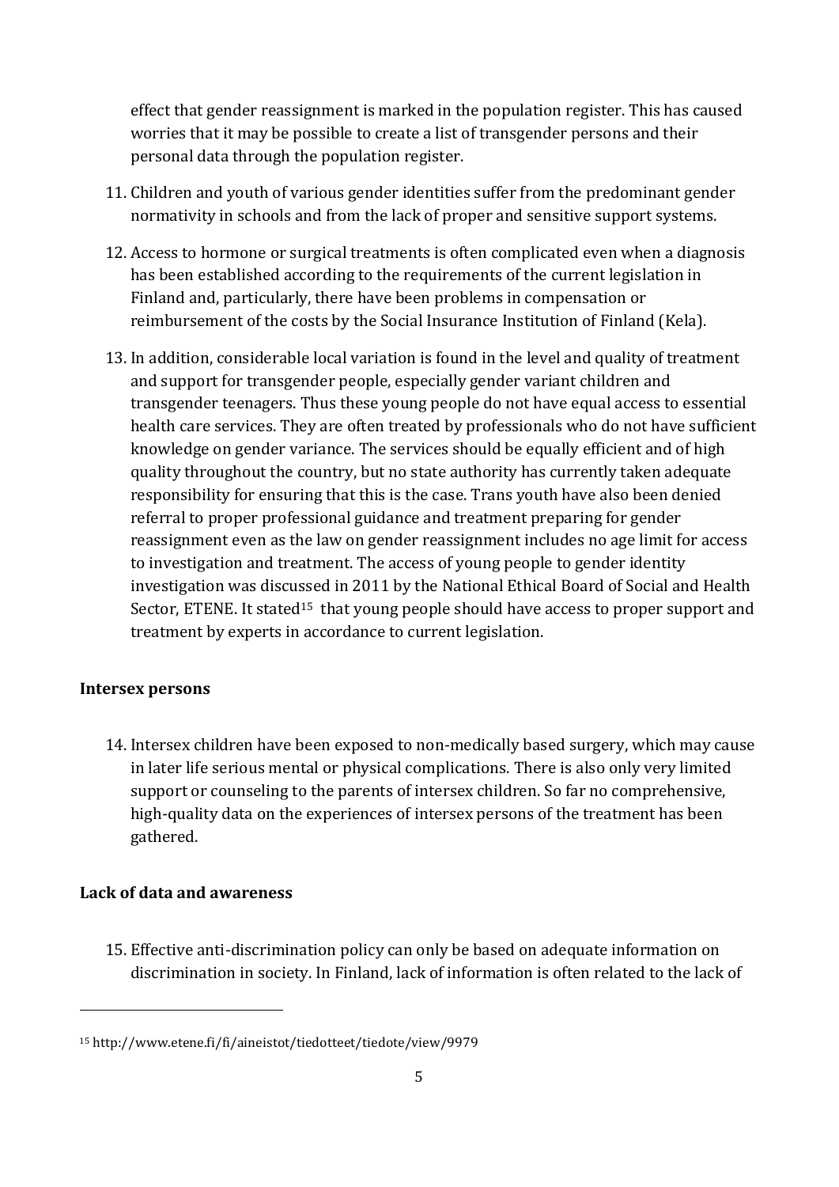effect that gender reassignment is marked in the population register. This has caused worries that it may be possible to create a list of transgender persons and their personal data through the population register.

11. Children and youth of various gender identities suffer from the predominant gender normativity in schools and from the lack of proper and sensitive support systems.

12. Access to hormone or surgical treatments is often complicated even when a diagnosis has been established according to the requirements of the current legislation in Finland and, particularly, there have been problems in compensation or reimbursement of the costs by the Social Insurance Institution of Finland (Kela).

13. In addition, considerable local variation is found in the level and quality of treatment and support for transgender people, especially gender variant children and transgender teenagers. Thus these young people do not have equal access to essential health care services. They are often treated by professionals who do not have sufficient knowledge on gender variance. The services should be equally efficient and of high quality throughout the country, but no state authority has currently taken adequate responsibility for ensuring that this is the case. Trans youth have also been denied referral to proper professional guidance and treatment preparing for gender reassignment even as the law on gender reassignment includes no age limit for access to investigation and treatment. The access of young people to gender identity investigation was discussed in 2011 by the National Ethical Board of Social and Health Sector, ETENE. It stated[15] that young people should have access to proper support and treatment by experts in accordance to current legislation.

**Intersex persons**

14. Intersex children have been exposed to non-medically based surgery, which may cause in later life serious mental or physical complications. There is also only very limited support or counseling to the parents of intersex children. So far no comprehensive, high-quality data on the experiences of intersex persons of the treatment has been gathered.

**Lack of data and awareness**

15. Effective anti-discrimination policy can only be based on adequate information on discrimination in society. In Finland, lack of information is often related to the lack of

---

[15] http://www.etene.fi/fi/aineistot/tiedotteet/tiedote/view/9979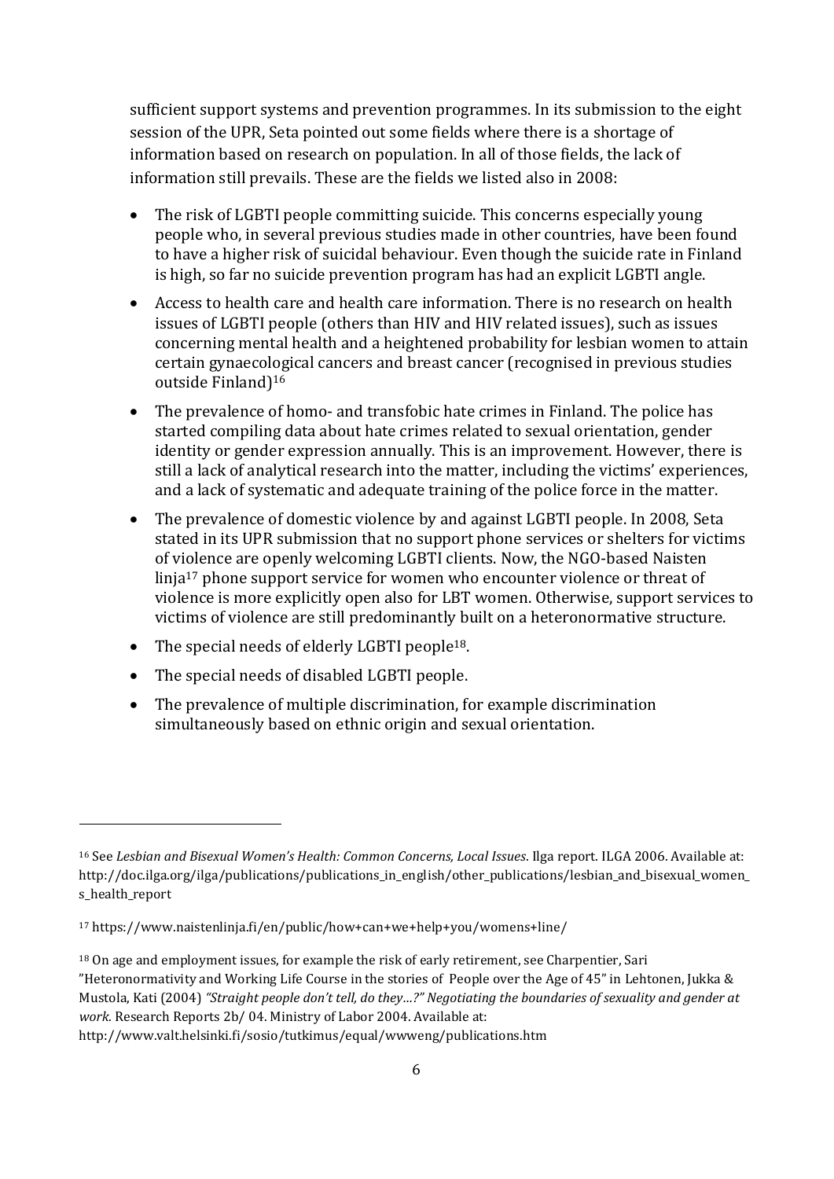sufficient support systems and prevention programmes. In its submission to the eight session of the UPR, Seta pointed out some fields where there is a shortage of information based on research on population. In all of those fields, the lack of information still prevails. These are the fields we listed also in 2008:

- The risk of LGBTI people committing suicide. This concerns especially young people who, in several previous studies made in other countries, have been found to have a higher risk of suicidal behaviour. Even though the suicide rate in Finland is high, so far no suicide prevention program has had an explicit LGBTI angle.
- Access to health care and health care information. There is no research on health issues of LGBTI people (others than HIV and HIV related issues), such as issues concerning mental health and a heightened probability for lesbian women to attain certain gynaecological cancers and breast cancer (recognised in previous studies outside Finland)[16]
- The prevalence of homo- and transfobic hate crimes in Finland. The police has started compiling data about hate crimes related to sexual orientation, gender identity or gender expression annually. This is an improvement. However, there is still a lack of analytical research into the matter, including the victims' experiences, and a lack of systematic and adequate training of the police force in the matter.
- The prevalence of domestic violence by and against LGBTI people. In 2008, Seta stated in its UPR submission that no support phone services or shelters for victims of violence are openly welcoming LGBTI clients. Now, the NGO-based Naisten linja[17] phone support service for women who encounter violence or threat of violence is more explicitly open also for LBT women. Otherwise, support services to victims of violence are still predominantly built on a heteronormative structure.
- The special needs of elderly LGBTI people[18].
- The special needs of disabled LGBTI people.
- The prevalence of multiple discrimination, for example discrimination simultaneously based on ethnic origin and sexual orientation.

---

[16] See *Lesbian and Bisexual Women's Health: Common Concerns, Local Issues*. Ilga report. ILGA 2006. Available at: http://doc.ilga.org/ilga/publications/publications_in_english/other_publications/lesbian_and_bisexual_women_s_health_report

[17] https://www.naistenlinja.fi/en/public/how+can+we+help+you/womens+line/

[18] On age and employment issues, for example the risk of early retirement, see Charpentier, Sari "Heteronormativity and Working Life Course in the stories of People over the Age of 45" in Lehtonen, Jukka & Mustola, Kati (2004) *"Straight people don't tell, do they…?" Negotiating the boundaries of sexuality and gender at work*. Research Reports 2b/ 04. Ministry of Labor 2004. Available at: http://www.valt.helsinki.fi/sosio/tutkimus/equal/wwweng/publications.htm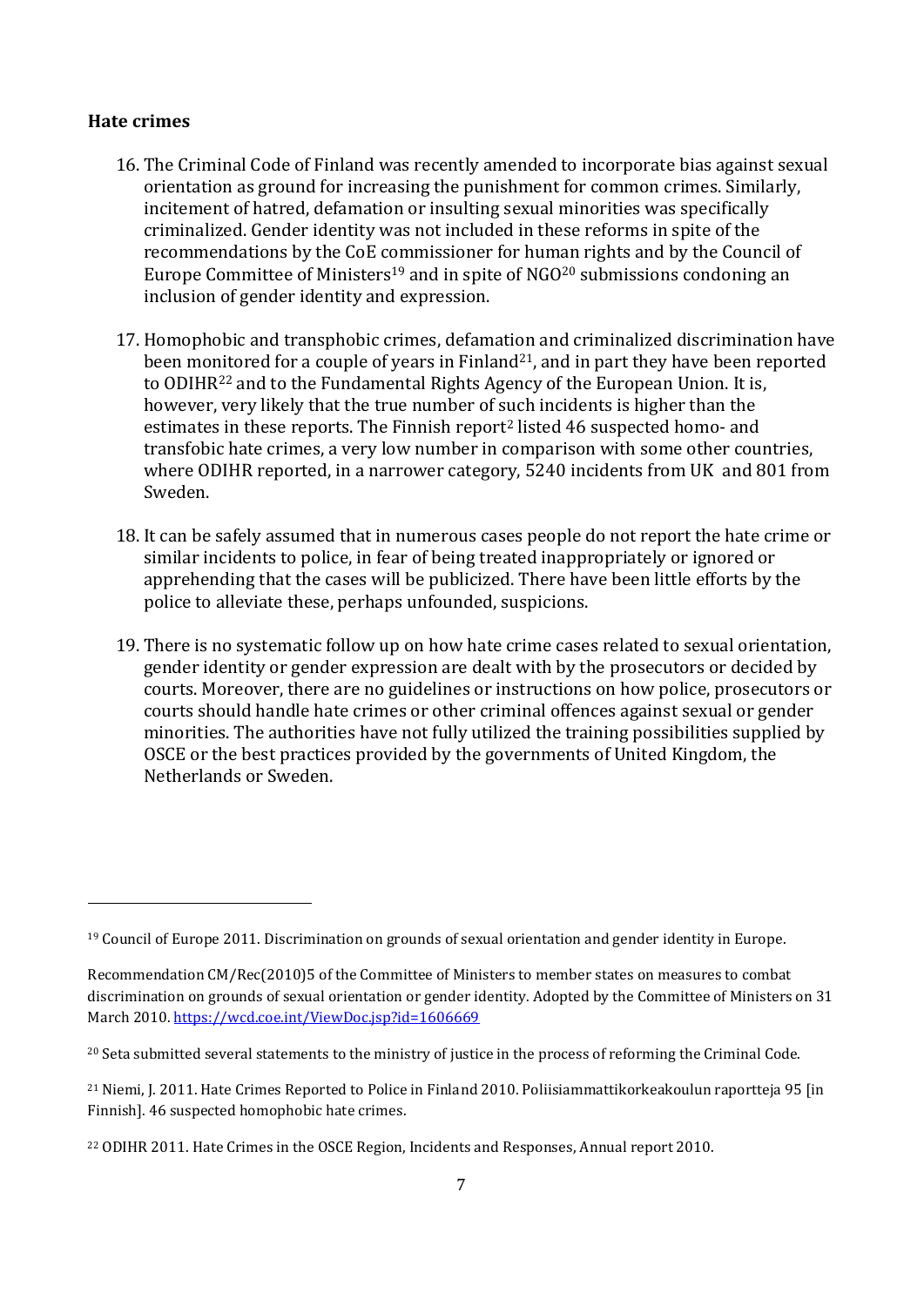## Hate crimes

16. The Criminal Code of Finland was recently amended to incorporate bias against sexual orientation as ground for increasing the punishment for common crimes. Similarly, incitement of hatred, defamation or insulting sexual minorities was specifically criminalized. Gender identity was not included in these reforms in spite of the recommendations by the CoE commissioner for human rights and by the Council of Europe Committee of Ministers[19] and in spite of NGO[20] submissions condoning an inclusion of gender identity and expression.

17. Homophobic and transphobic crimes, defamation and criminalized discrimination have been monitored for a couple of years in Finland[21], and in part they have been reported to ODIHR[22] and to the Fundamental Rights Agency of the European Union. It is, however, very likely that the true number of such incidents is higher than the estimates in these reports. The Finnish report[2] listed 46 suspected homo- and transfobic hate crimes, a very low number in comparison with some other countries, where ODIHR reported, in a narrower category, 5240 incidents from UK and 801 from Sweden.

18. It can be safely assumed that in numerous cases people do not report the hate crime or similar incidents to police, in fear of being treated inappropriately or ignored or apprehending that the cases will be publicized. There have been little efforts by the police to alleviate these, perhaps unfounded, suspicions.

19. There is no systematic follow up on how hate crime cases related to sexual orientation, gender identity or gender expression are dealt with by the prosecutors or decided by courts. Moreover, there are no guidelines or instructions on how police, prosecutors or courts should handle hate crimes or other criminal offences against sexual or gender minorities. The authorities have not fully utilized the training possibilities supplied by OSCE or the best practices provided by the governments of United Kingdom, the Netherlands or Sweden.

---

[19] Council of Europe 2011. Discrimination on grounds of sexual orientation and gender identity in Europe.

Recommendation CM/Rec(2010)5 of the Committee of Ministers to member states on measures to combat discrimination on grounds of sexual orientation or gender identity. Adopted by the Committee of Ministers on 31 March 2010. https://wcd.coe.int/ViewDoc.jsp?id=1606669

[20] Seta submitted several statements to the ministry of justice in the process of reforming the Criminal Code.

[21] Niemi, J. 2011. Hate Crimes Reported to Police in Finland 2010. Poliisiammattikorkeakoulun raportteja 95 [in Finnish]. 46 suspected homophobic hate crimes.

[22] ODIHR 2011. Hate Crimes in the OSCE Region, Incidents and Responses, Annual report 2010.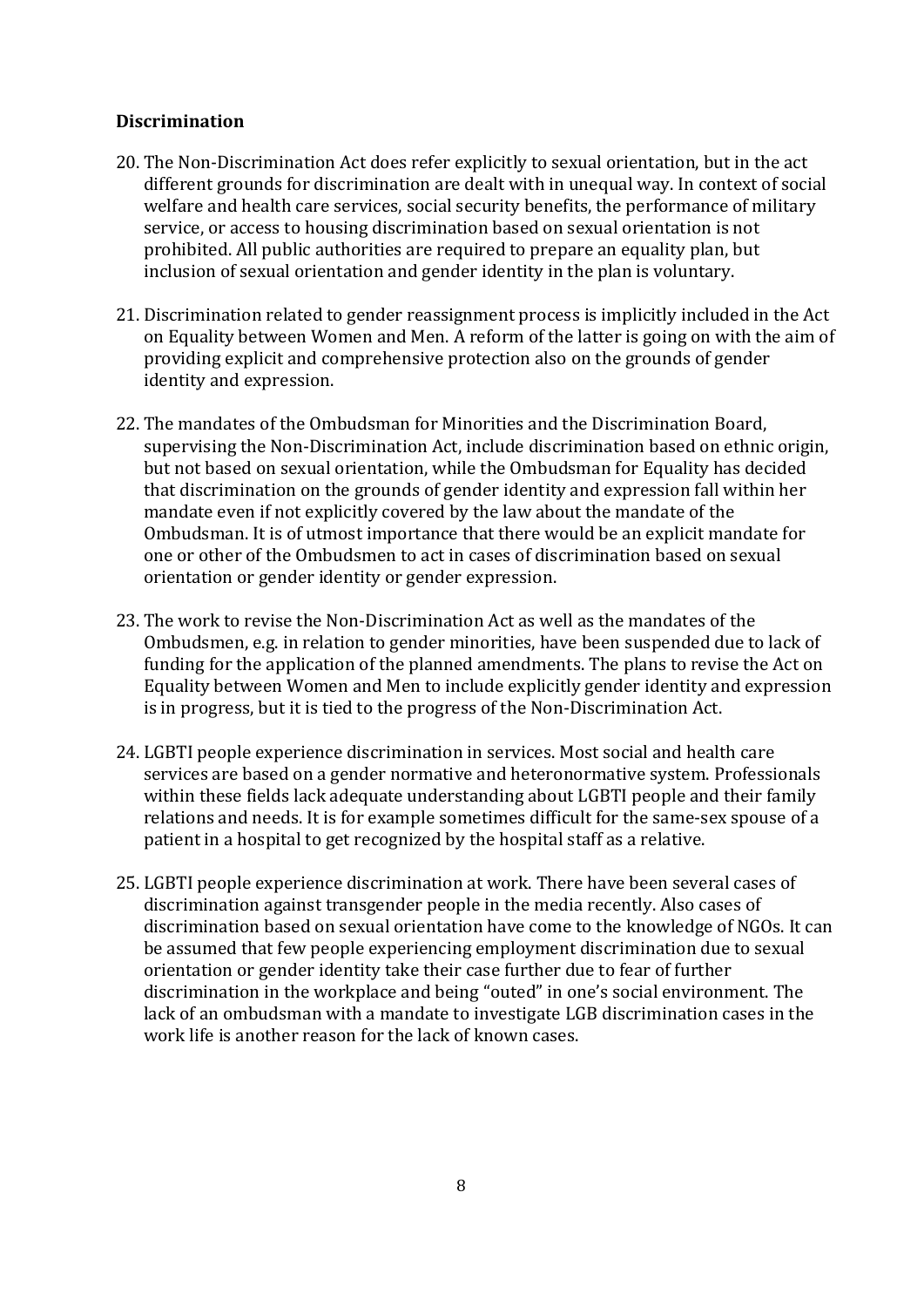**Discrimination**

20. The Non-Discrimination Act does refer explicitly to sexual orientation, but in the act different grounds for discrimination are dealt with in unequal way. In context of social welfare and health care services, social security benefits, the performance of military service, or access to housing discrimination based on sexual orientation is not prohibited. All public authorities are required to prepare an equality plan, but inclusion of sexual orientation and gender identity in the plan is voluntary.

21. Discrimination related to gender reassignment process is implicitly included in the Act on Equality between Women and Men. A reform of the latter is going on with the aim of providing explicit and comprehensive protection also on the grounds of gender identity and expression.

22. The mandates of the Ombudsman for Minorities and the Discrimination Board, supervising the Non-Discrimination Act, include discrimination based on ethnic origin, but not based on sexual orientation, while the Ombudsman for Equality has decided that discrimination on the grounds of gender identity and expression fall within her mandate even if not explicitly covered by the law about the mandate of the Ombudsman. It is of utmost importance that there would be an explicit mandate for one or other of the Ombudsmen to act in cases of discrimination based on sexual orientation or gender identity or gender expression.

23. The work to revise the Non-Discrimination Act as well as the mandates of the Ombudsmen, e.g. in relation to gender minorities, have been suspended due to lack of funding for the application of the planned amendments. The plans to revise the Act on Equality between Women and Men to include explicitly gender identity and expression is in progress, but it is tied to the progress of the Non-Discrimination Act.

24. LGBTI people experience discrimination in services. Most social and health care services are based on a gender normative and heteronormative system. Professionals within these fields lack adequate understanding about LGBTI people and their family relations and needs. It is for example sometimes difficult for the same-sex spouse of a patient in a hospital to get recognized by the hospital staff as a relative.

25. LGBTI people experience discrimination at work. There have been several cases of discrimination against transgender people in the media recently. Also cases of discrimination based on sexual orientation have come to the knowledge of NGOs. It can be assumed that few people experiencing employment discrimination due to sexual orientation or gender identity take their case further due to fear of further discrimination in the workplace and being "outed" in one's social environment. The lack of an ombudsman with a mandate to investigate LGB discrimination cases in the work life is another reason for the lack of known cases.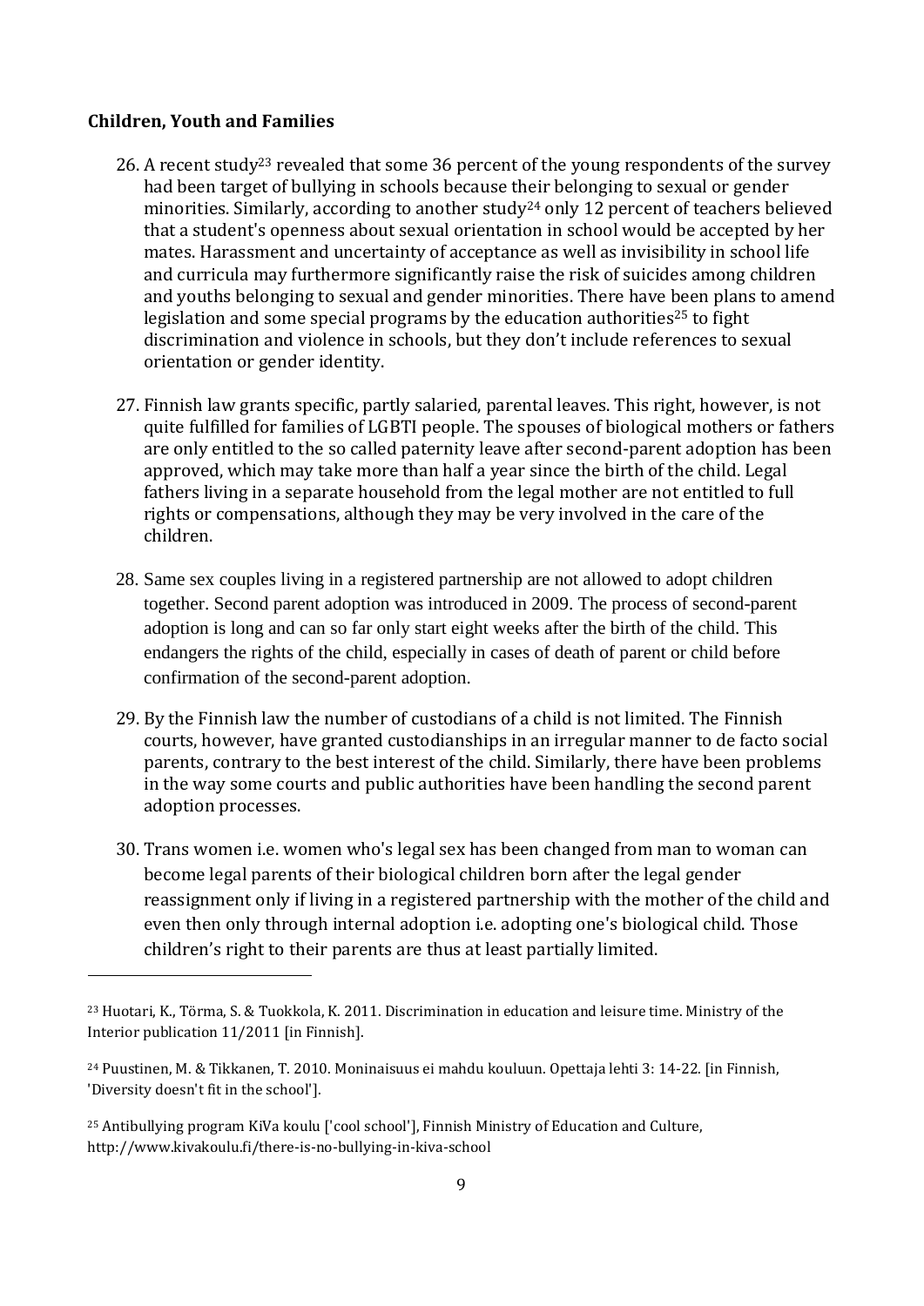**Children, Youth and Families**

26. A recent study[23] revealed that some 36 percent of the young respondents of the survey had been target of bullying in schools because their belonging to sexual or gender minorities. Similarly, according to another study[24] only 12 percent of teachers believed that a student's openness about sexual orientation in school would be accepted by her mates. Harassment and uncertainty of acceptance as well as invisibility in school life and curricula may furthermore significantly raise the risk of suicides among children and youths belonging to sexual and gender minorities. There have been plans to amend legislation and some special programs by the education authorities[25] to fight discrimination and violence in schools, but they don't include references to sexual orientation or gender identity.

27. Finnish law grants specific, partly salaried, parental leaves. This right, however, is not quite fulfilled for families of LGBTI people. The spouses of biological mothers or fathers are only entitled to the so called paternity leave after second-parent adoption has been approved, which may take more than half a year since the birth of the child. Legal fathers living in a separate household from the legal mother are not entitled to full rights or compensations, although they may be very involved in the care of the children.

28. Same sex couples living in a registered partnership are not allowed to adopt children together. Second parent adoption was introduced in 2009. The process of second-parent adoption is long and can so far only start eight weeks after the birth of the child. This endangers the rights of the child, especially in cases of death of parent or child before confirmation of the second-parent adoption.

29. By the Finnish law the number of custodians of a child is not limited. The Finnish courts, however, have granted custodianships in an irregular manner to de facto social parents, contrary to the best interest of the child. Similarly, there have been problems in the way some courts and public authorities have been handling the second parent adoption processes.

30. Trans women i.e. women who's legal sex has been changed from man to woman can become legal parents of their biological children born after the legal gender reassignment only if living in a registered partnership with the mother of the child and even then only through internal adoption i.e. adopting one's biological child. Those children's right to their parents are thus at least partially limited.

---

[23] Huotari, K., Törma, S. & Tuokkola, K. 2011. Discrimination in education and leisure time. Ministry of the Interior publication 11/2011 [in Finnish].

[24] Puustinen, M. & Tikkanen, T. 2010. Moninaisuus ei mahdu kouluun. Opettaja lehti 3: 14-22. [in Finnish, 'Diversity doesn't fit in the school'].

[25] Antibullying program KiVa koulu ['cool school'], Finnish Ministry of Education and Culture, http://www.kivakoulu.fi/there-is-no-bullying-in-kiva-school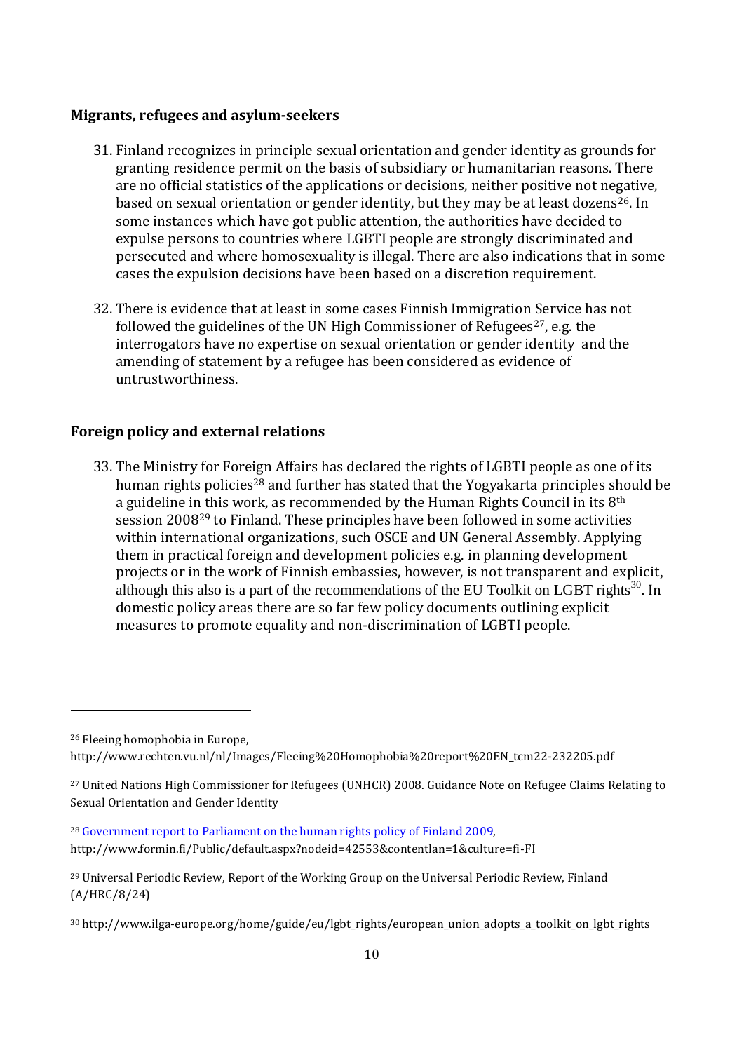## Migrants, refugees and asylum-seekers

31. Finland recognizes in principle sexual orientation and gender identity as grounds for granting residence permit on the basis of subsidiary or humanitarian reasons. There are no official statistics of the applications or decisions, neither positive not negative, based on sexual orientation or gender identity, but they may be at least dozens[26]. In some instances which have got public attention, the authorities have decided to expulse persons to countries where LGBTI people are strongly discriminated and persecuted and where homosexuality is illegal. There are also indications that in some cases the expulsion decisions have been based on a discretion requirement.

32. There is evidence that at least in some cases Finnish Immigration Service has not followed the guidelines of the UN High Commissioner of Refugees[27], e.g. the interrogators have no expertise on sexual orientation or gender identity and the amending of statement by a refugee has been considered as evidence of untrustworthiness.

## Foreign policy and external relations

33. The Ministry for Foreign Affairs has declared the rights of LGBTI people as one of its human rights policies[28] and further has stated that the Yogyakarta principles should be a guideline in this work, as recommended by the Human Rights Council in its 8th session 2008[29] to Finland. These principles have been followed in some activities within international organizations, such OSCE and UN General Assembly. Applying them in practical foreign and development policies e.g. in planning development projects or in the work of Finnish embassies, however, is not transparent and explicit, although this also is a part of the recommendations of the EU Toolkit on LGBT rights[30]. In domestic policy areas there are so far few policy documents outlining explicit measures to promote equality and non-discrimination of LGBTI people.

---

[26] Fleeing homophobia in Europe, http://www.rechten.vu.nl/nl/Images/Fleeing%20Homophobia%20report%20EN_tcm22-232205.pdf

[27] United Nations High Commissioner for Refugees (UNHCR) 2008. Guidance Note on Refugee Claims Relating to Sexual Orientation and Gender Identity

[28] Government report to Parliament on the human rights policy of Finland 2009, http://www.formin.fi/Public/default.aspx?nodeid=42553&contentlan=1&culture=fi-FI

[29] Universal Periodic Review, Report of the Working Group on the Universal Periodic Review, Finland (A/HRC/8/24)

[30] http://www.ilga-europe.org/home/guide/eu/lgbt_rights/european_union_adopts_a_toolkit_on_lgbt_rights